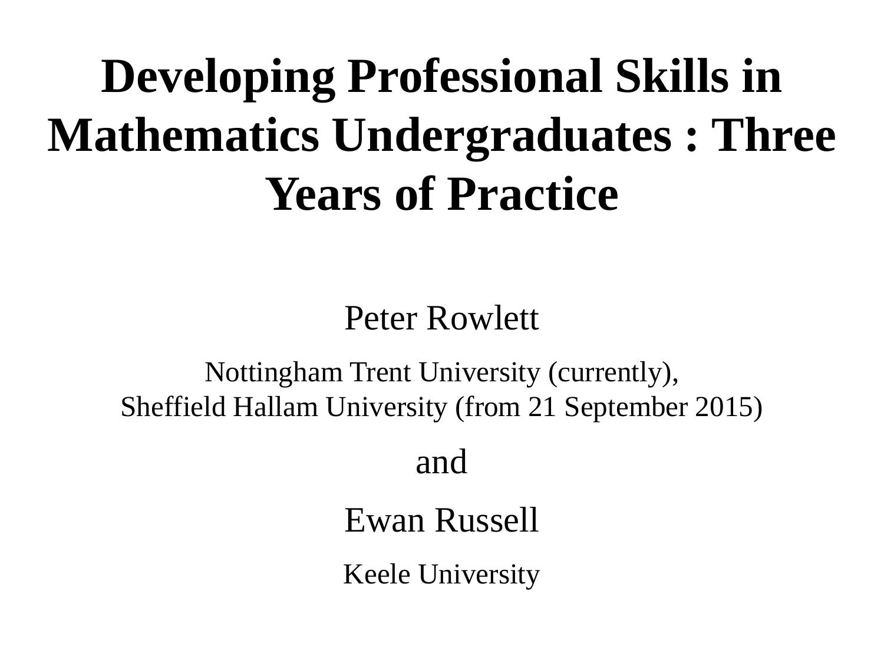# Developing Professional Skills in Mathematics Undergraduates : Three Years of Practice

Peter Rowlett

Nottingham Trent University (currently),
Sheffield Hallam University (from 21 September 2015)

and

Ewan Russell

Keele University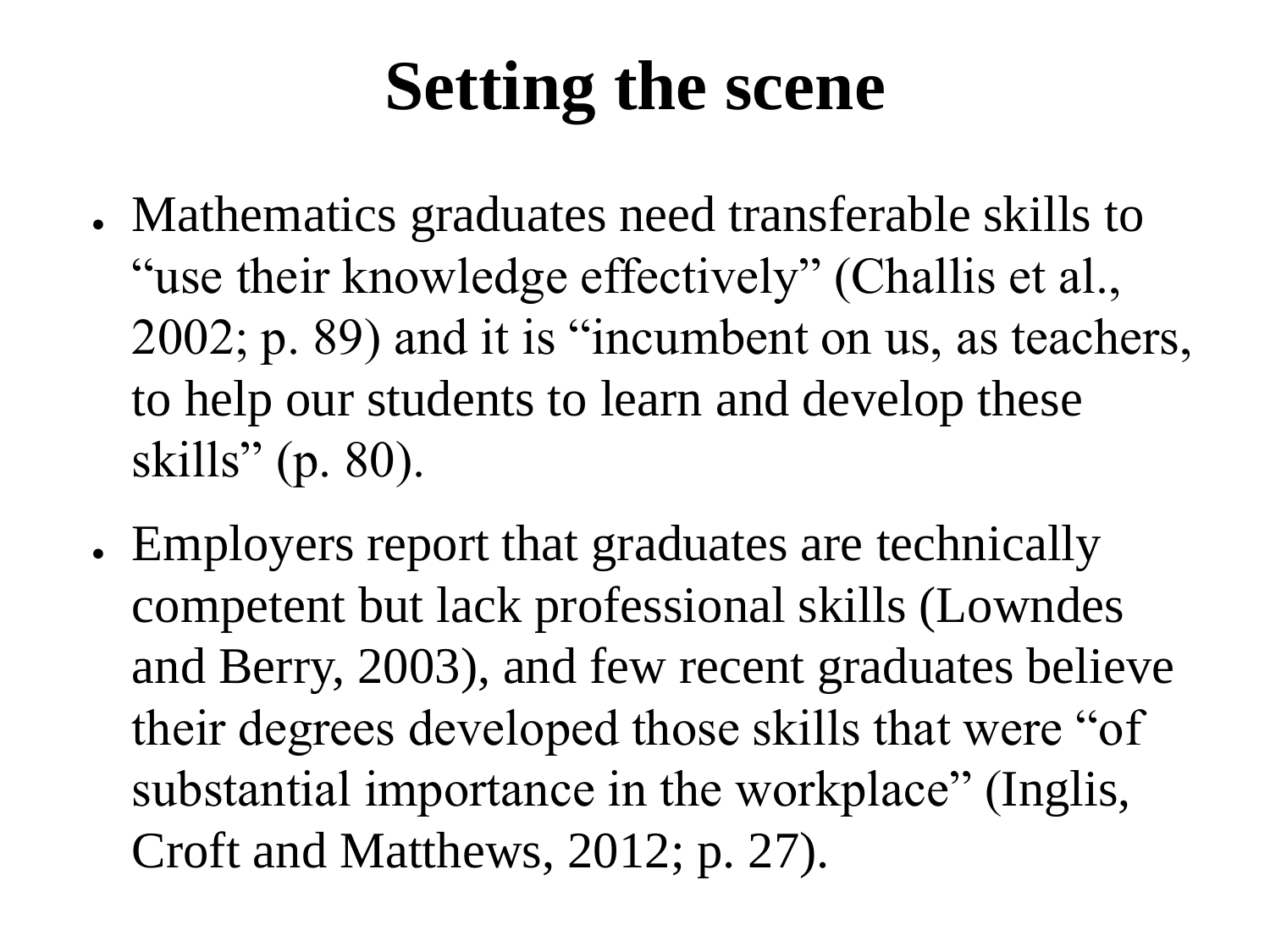# Setting the scene

- Mathematics graduates need transferable skills to "use their knowledge effectively" (Challis et al., 2002; p. 89) and it is "incumbent on us, as teachers, to help our students to learn and develop these skills" (p. 80).
- Employers report that graduates are technically competent but lack professional skills (Lowndes and Berry, 2003), and few recent graduates believe their degrees developed those skills that were "of substantial importance in the workplace" (Inglis, Croft and Matthews, 2012; p. 27).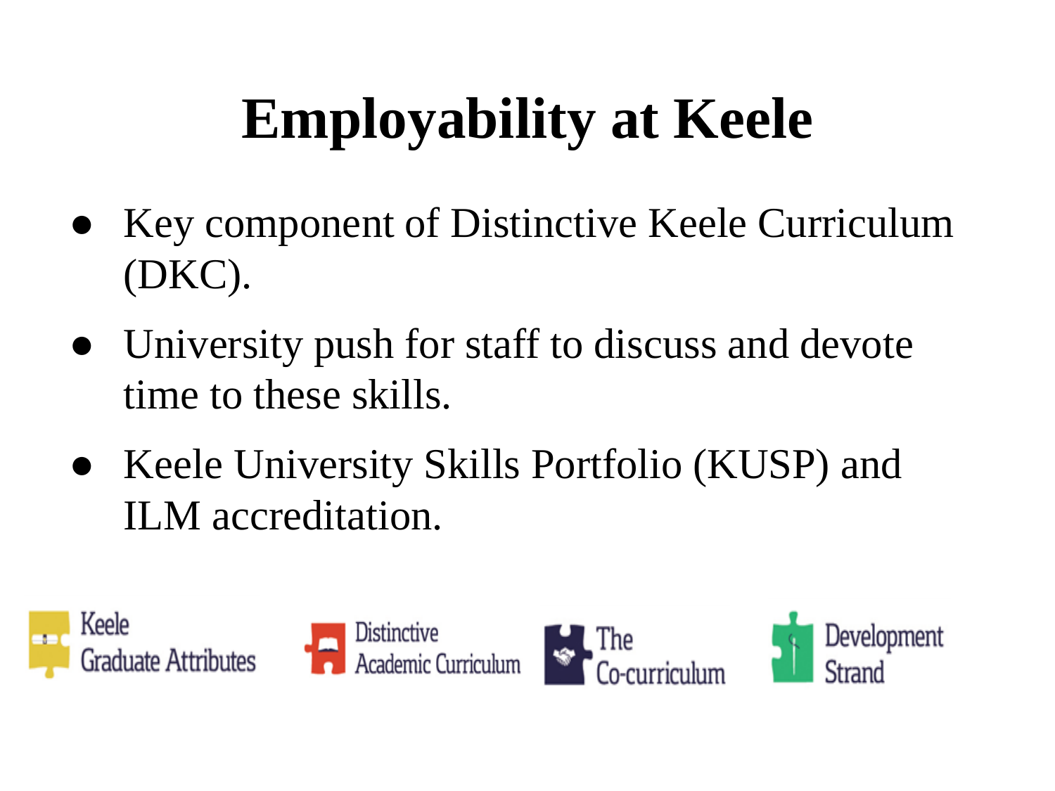# Employability at Keele

- Key component of Distinctive Keele Curriculum (DKC).
- University push for staff to discuss and devote time to these skills.
- Keele University Skills Portfolio (KUSP) and ILM accreditation.

Keele Graduate Attributes | Distinctive Academic Curriculum | The Co-curriculum | Development Strand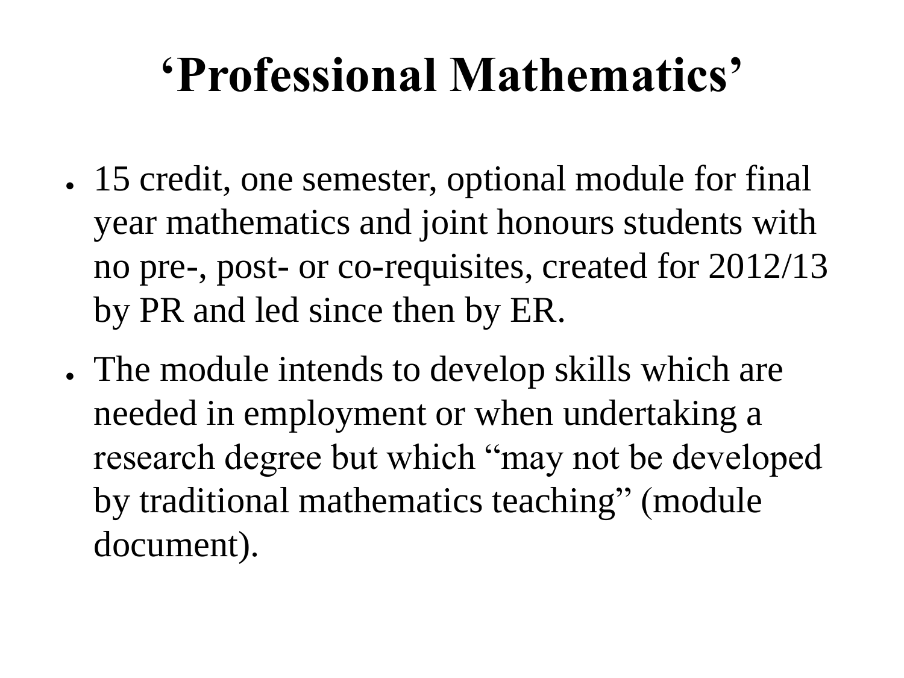# ‘Professional Mathematics’

- 15 credit, one semester, optional module for final year mathematics and joint honours students with no pre-, post- or co-requisites, created for 2012/13 by PR and led since then by ER.
- The module intends to develop skills which are needed in employment or when undertaking a research degree but which “may not be developed by traditional mathematics teaching” (module document).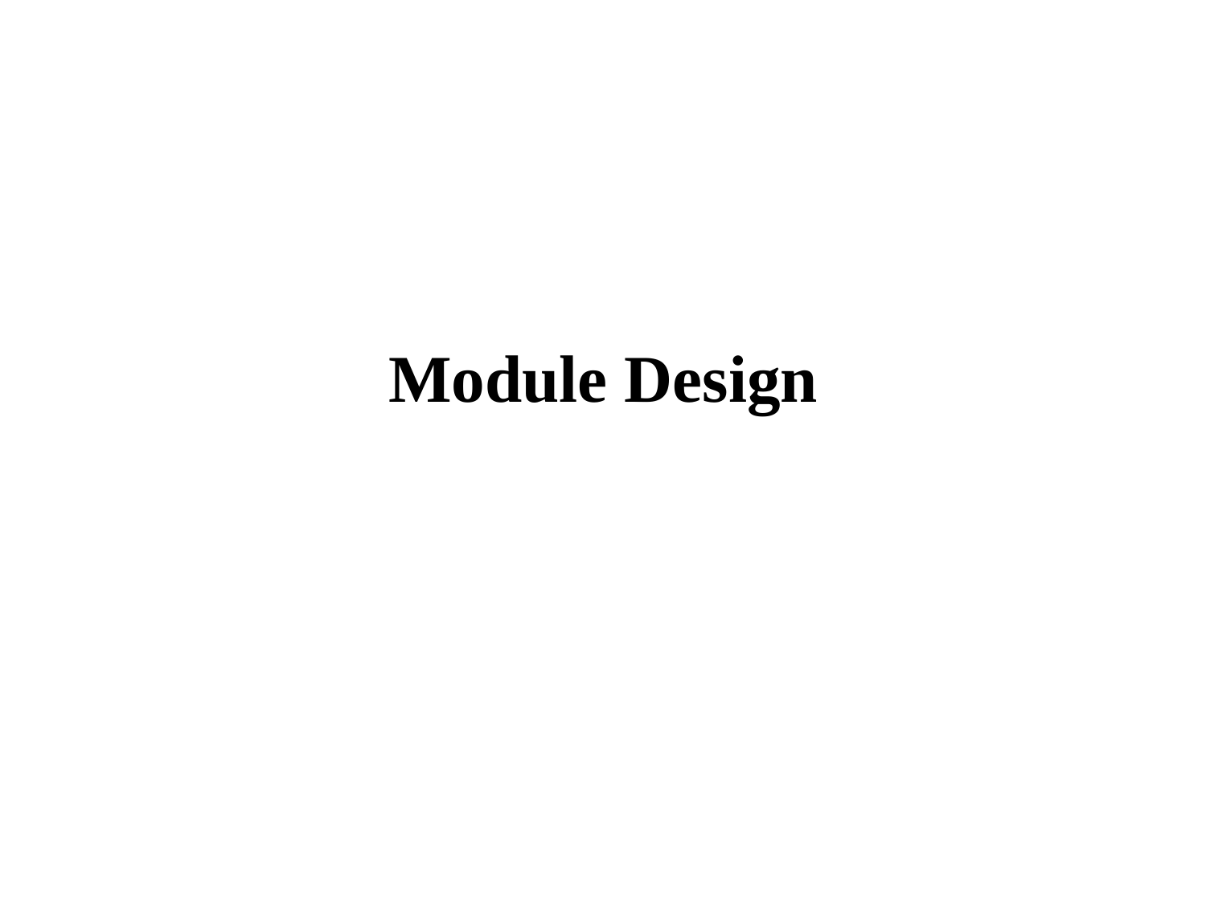# Module Design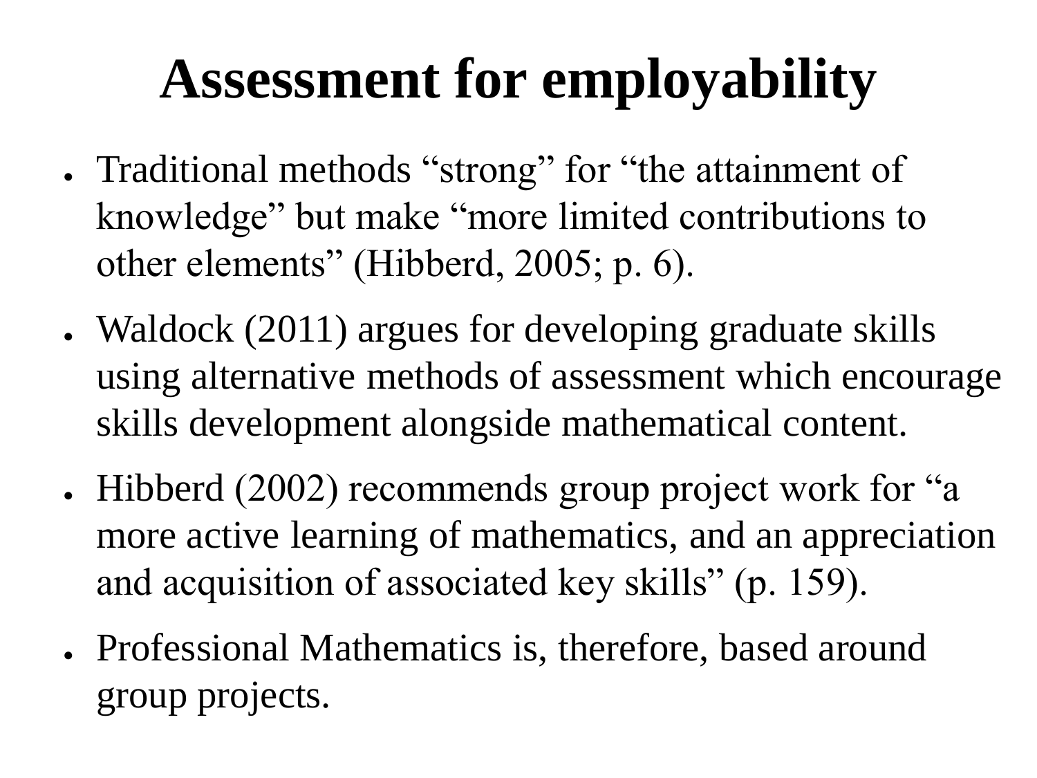# Assessment for employability

- Traditional methods “strong” for “the attainment of knowledge” but make “more limited contributions to other elements” (Hibberd, 2005; p. 6).
- Waldock (2011) argues for developing graduate skills using alternative methods of assessment which encourage skills development alongside mathematical content.
- Hibberd (2002) recommends group project work for “a more active learning of mathematics, and an appreciation and acquisition of associated key skills” (p. 159).
- Professional Mathematics is, therefore, based around group projects.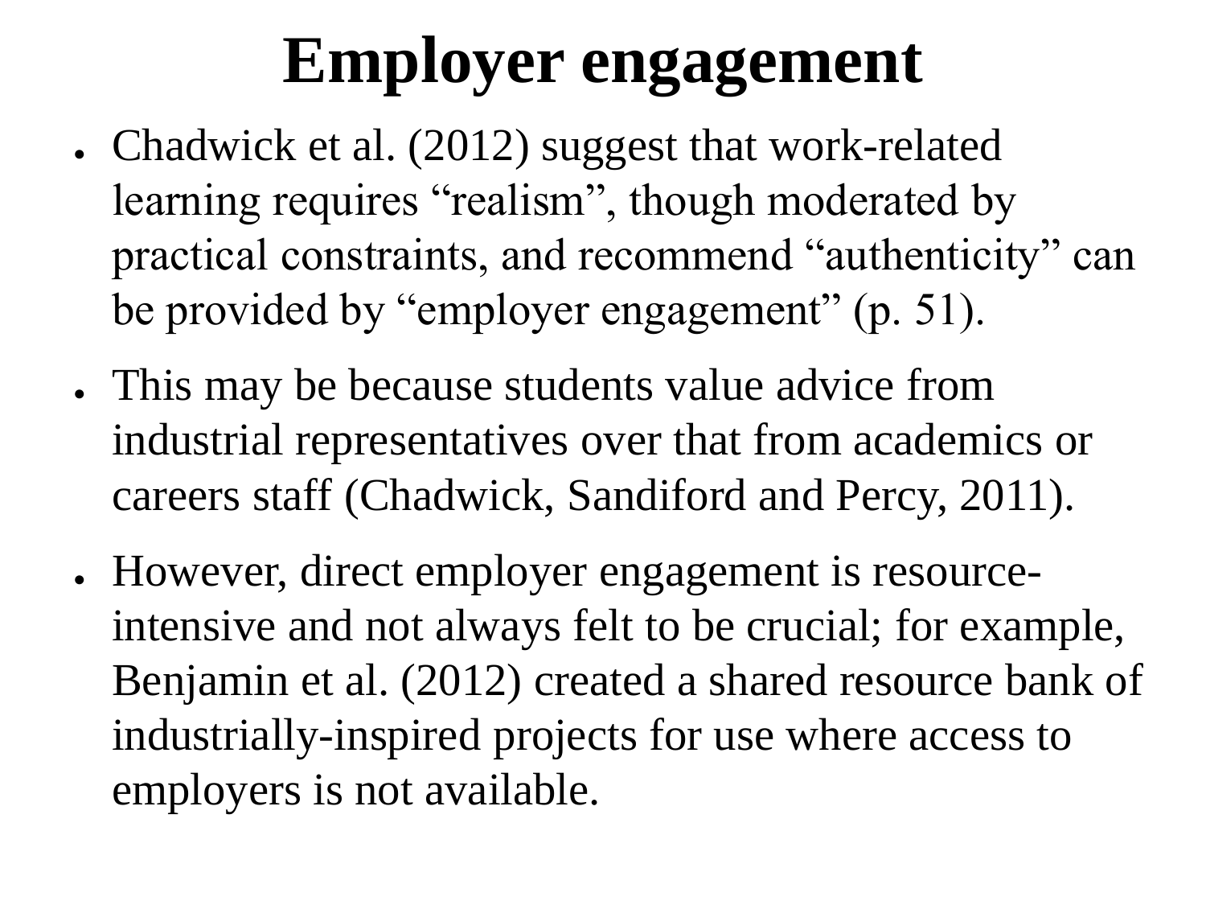# Employer engagement

- Chadwick et al. (2012) suggest that work-related learning requires “realism”, though moderated by practical constraints, and recommend “authenticity” can be provided by “employer engagement” (p. 51).
- This may be because students value advice from industrial representatives over that from academics or careers staff (Chadwick, Sandiford and Percy, 2011).
- However, direct employer engagement is resource-intensive and not always felt to be crucial; for example, Benjamin et al. (2012) created a shared resource bank of industrially-inspired projects for use where access to employers is not available.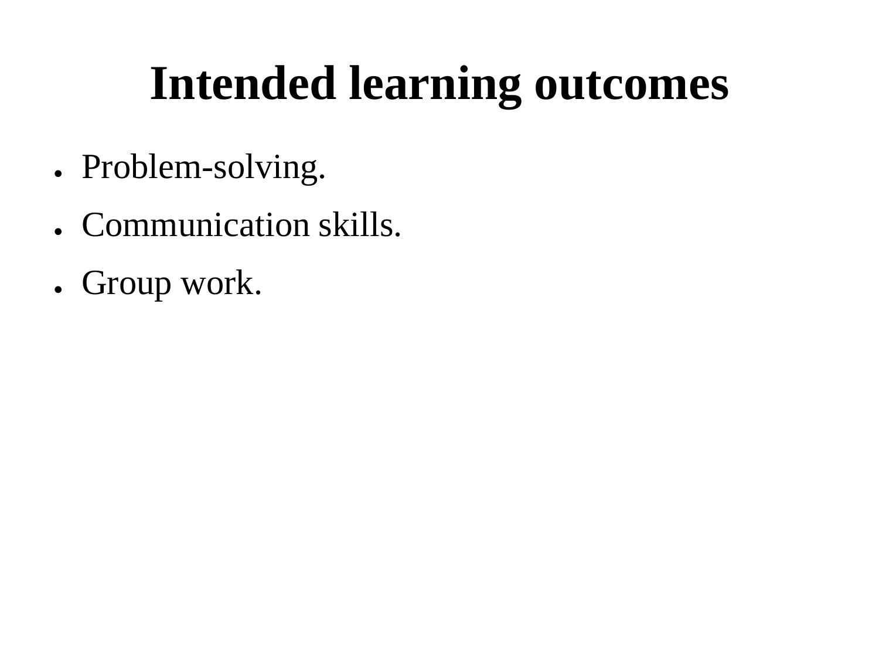# Intended learning outcomes

- Problem-solving.
- Communication skills.
- Group work.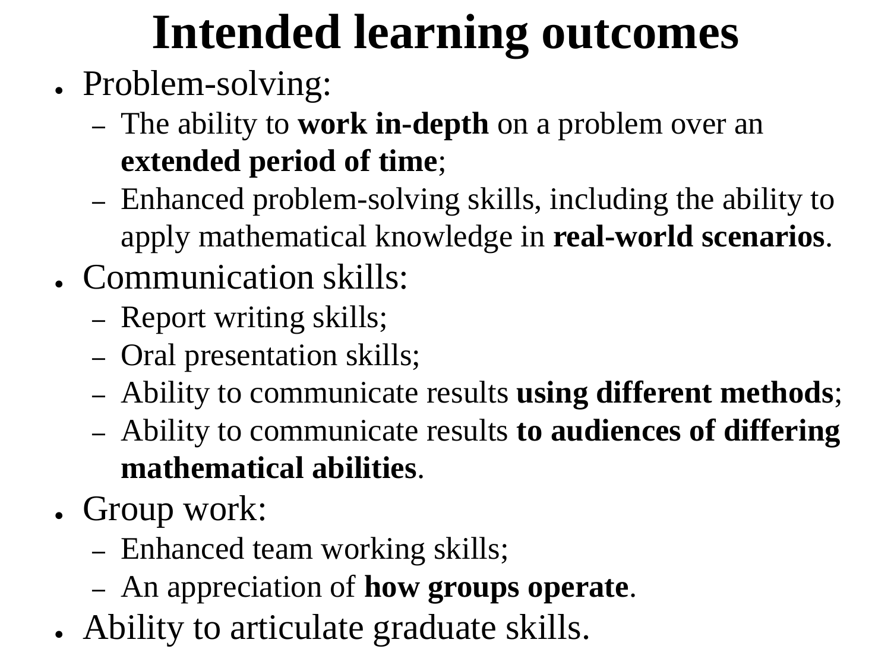# Intended learning outcomes

- Problem-solving:
  - The ability to **work in-depth** on a problem over an **extended period of time**;
  - Enhanced problem-solving skills, including the ability to apply mathematical knowledge in **real-world scenarios**.
- Communication skills:
  - Report writing skills;
  - Oral presentation skills;
  - Ability to communicate results **using different methods**;
  - Ability to communicate results **to audiences of differing mathematical abilities**.
- Group work:
  - Enhanced team working skills;
  - An appreciation of **how groups operate**.
- Ability to articulate graduate skills.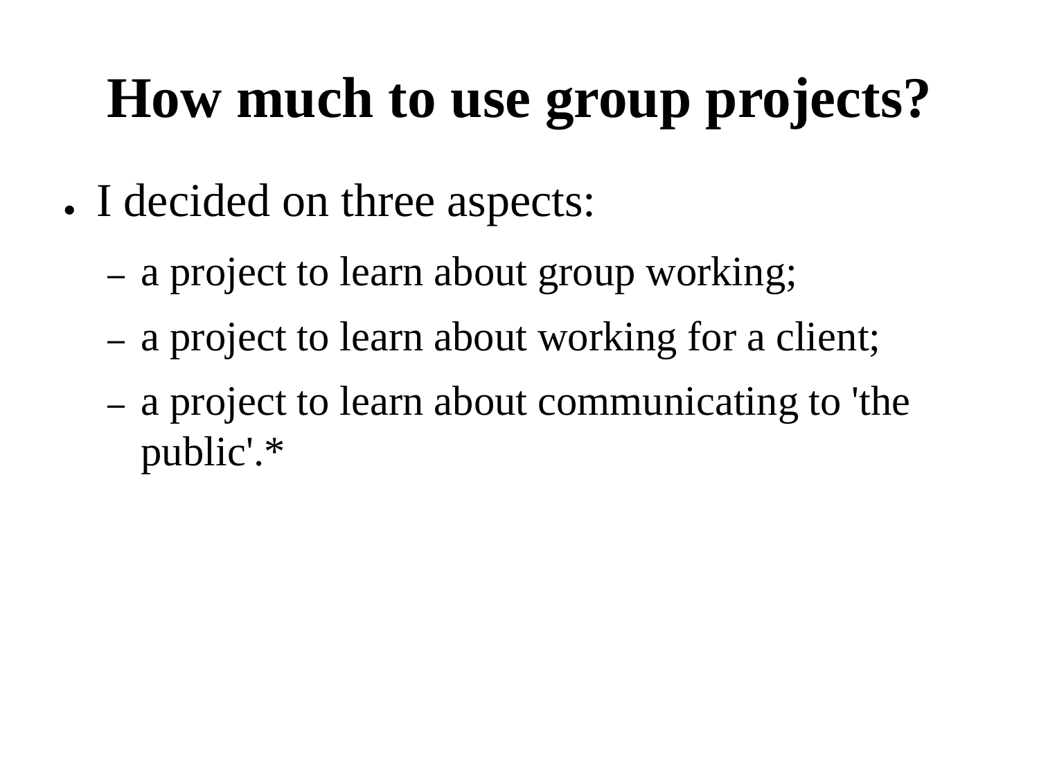# How much to use group projects?

- I decided on three aspects:
  - a project to learn about group working;
  - a project to learn about working for a client;
  - a project to learn about communicating to 'the public'.*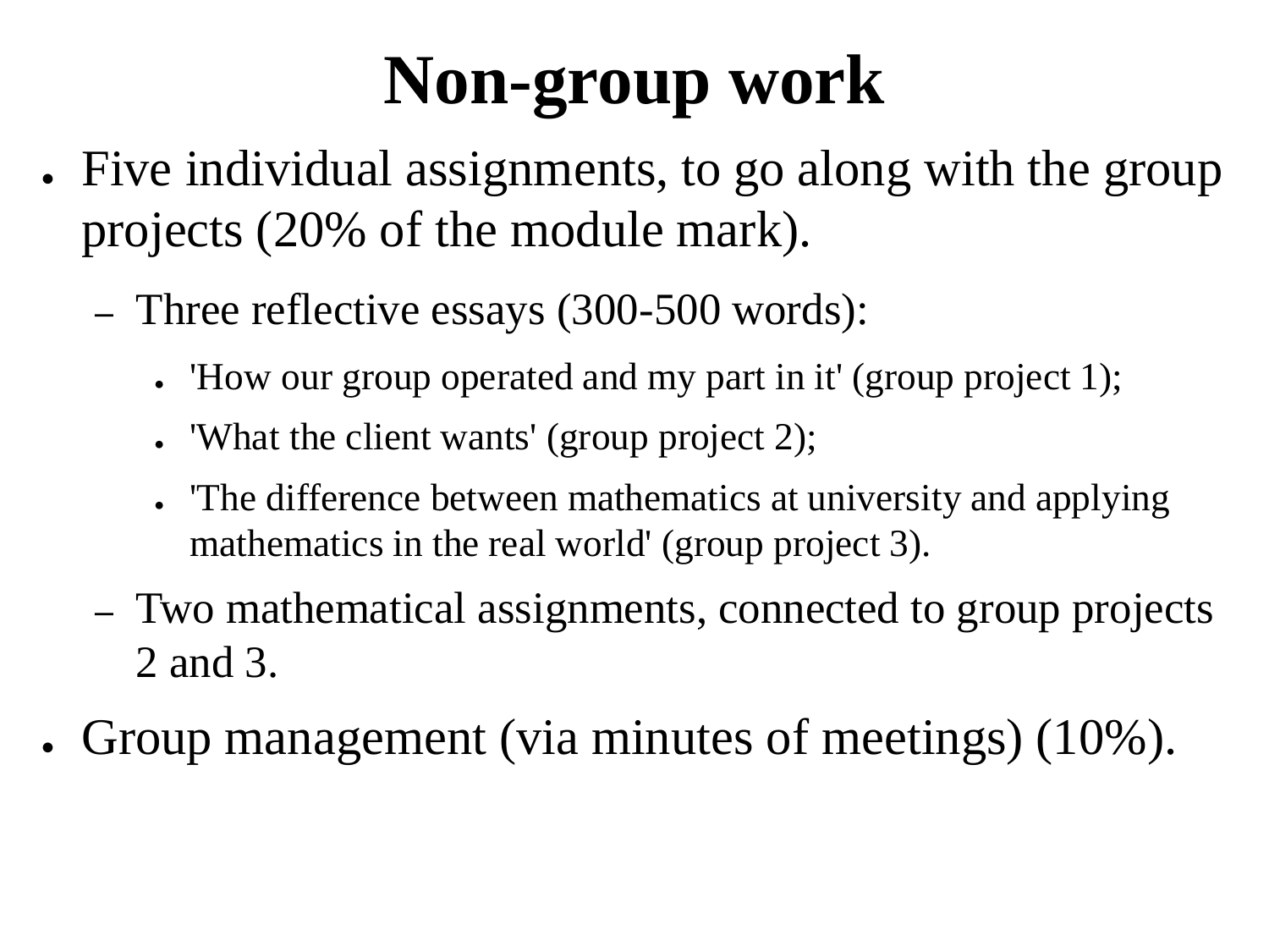# Non-group work

- Five individual assignments, to go along with the group projects (20% of the module mark).
  - Three reflective essays (300-500 words):
    - 'How our group operated and my part in it' (group project 1);
    - 'What the client wants' (group project 2);
    - 'The difference between mathematics at university and applying mathematics in the real world' (group project 3).
  - Two mathematical assignments, connected to group projects 2 and 3.
- Group management (via minutes of meetings) (10%).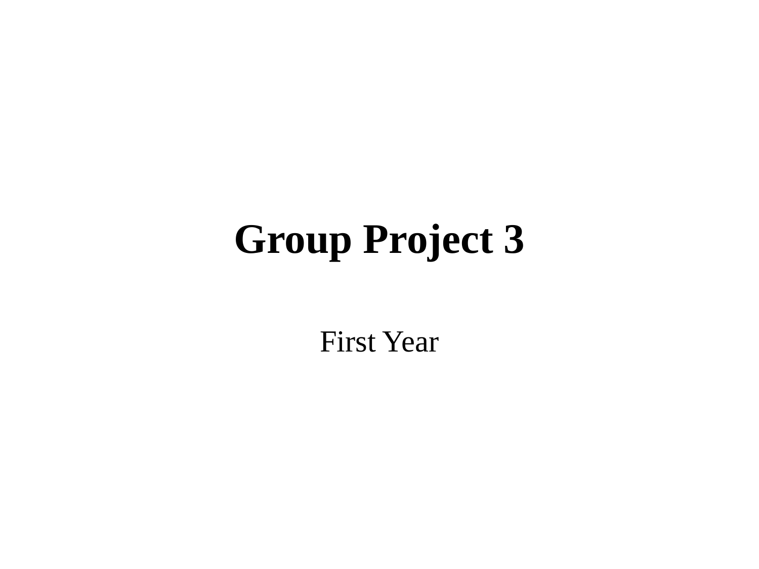# Group Project 3

First Year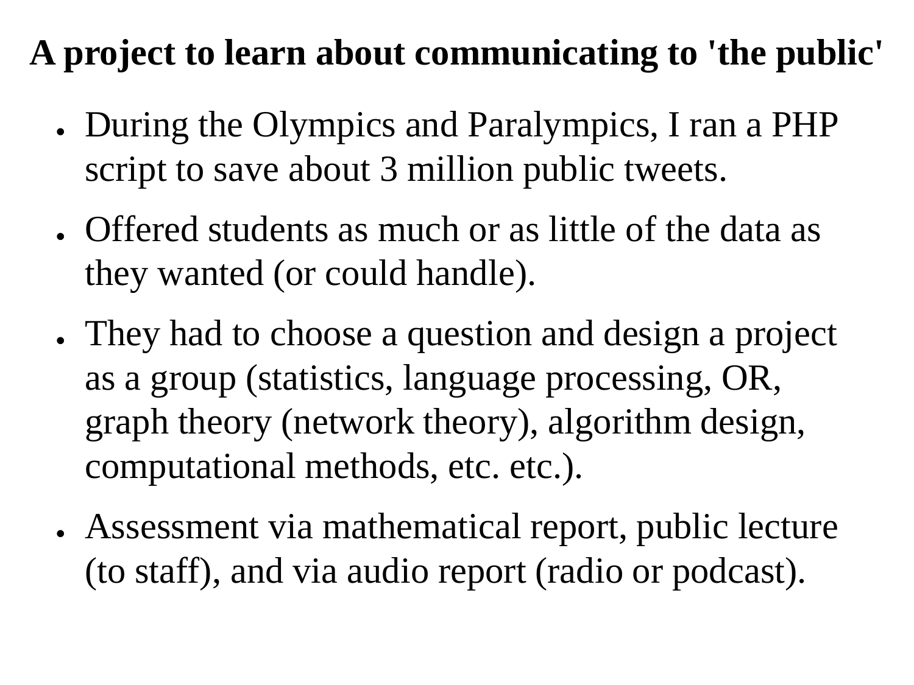# A project to learn about communicating to 'the public'

- During the Olympics and Paralympics, I ran a PHP script to save about 3 million public tweets.
- Offered students as much or as little of the data as they wanted (or could handle).
- They had to choose a question and design a project as a group (statistics, language processing, OR, graph theory (network theory), algorithm design, computational methods, etc. etc.).
- Assessment via mathematical report, public lecture (to staff), and via audio report (radio or podcast).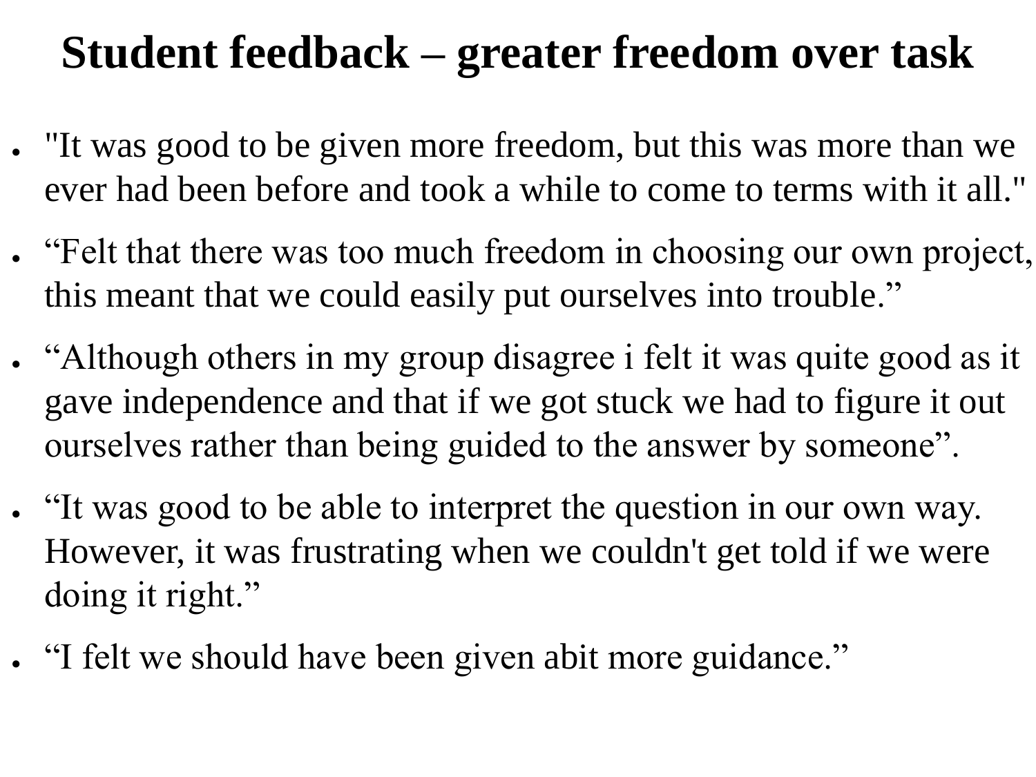# Student feedback – greater freedom over task

- "It was good to be given more freedom, but this was more than we ever had been before and took a while to come to terms with it all."
- "Felt that there was too much freedom in choosing our own project, this meant that we could easily put ourselves into trouble."
- "Although others in my group disagree i felt it was quite good as it gave independence and that if we got stuck we had to figure it out ourselves rather than being guided to the answer by someone".
- "It was good to be able to interpret the question in our own way. However, it was frustrating when we couldn't get told if we were doing it right."
- "I felt we should have been given abit more guidance."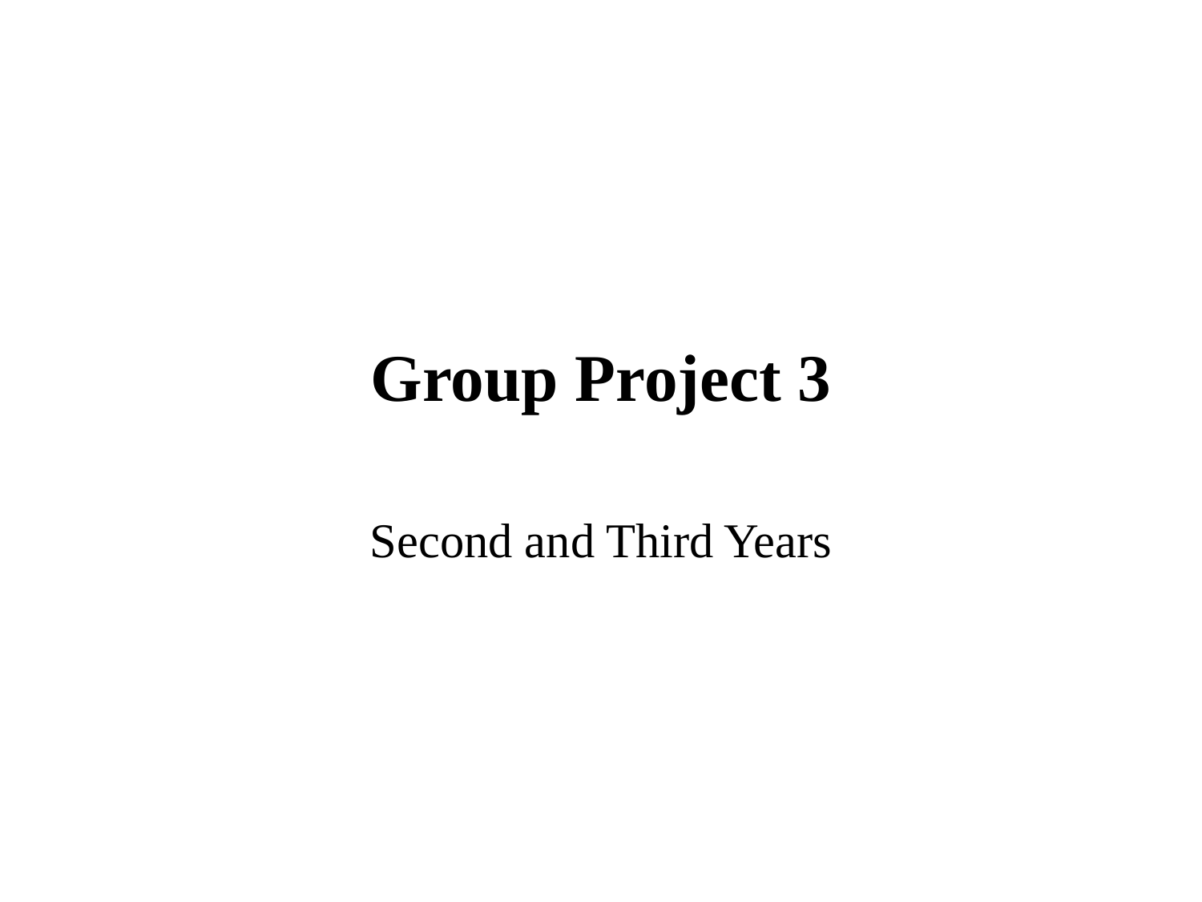# Group Project 3

Second and Third Years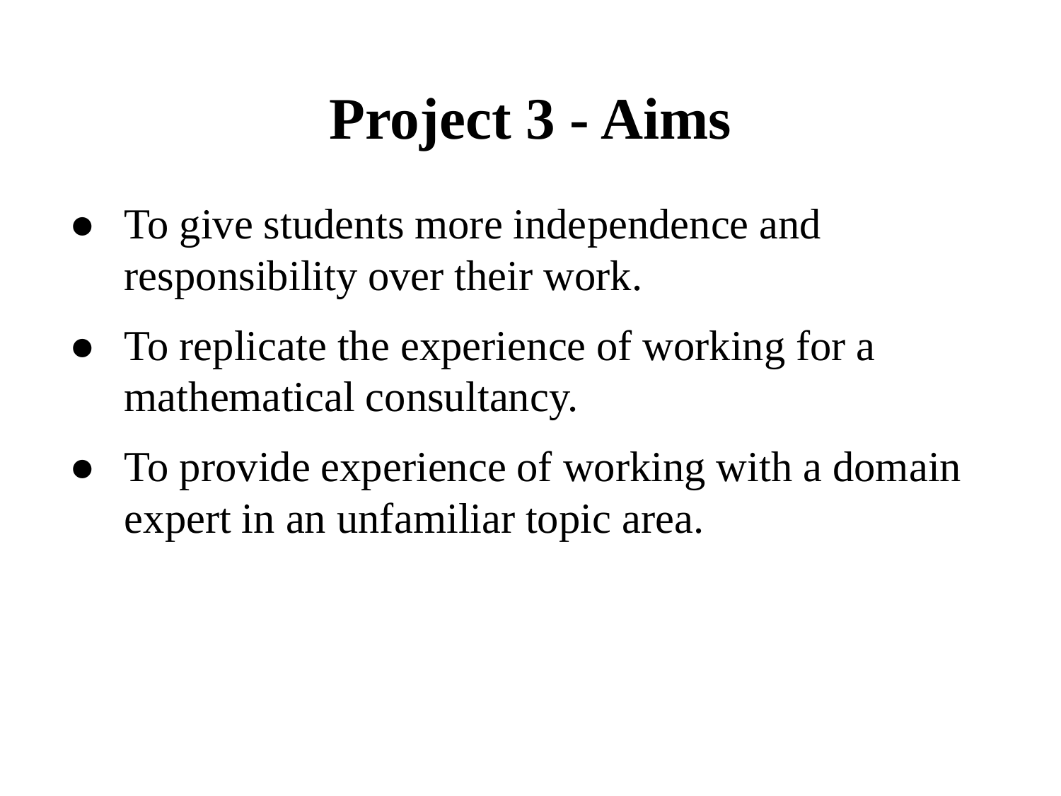# Project 3 - Aims

- To give students more independence and responsibility over their work.
- To replicate the experience of working for a mathematical consultancy.
- To provide experience of working with a domain expert in an unfamiliar topic area.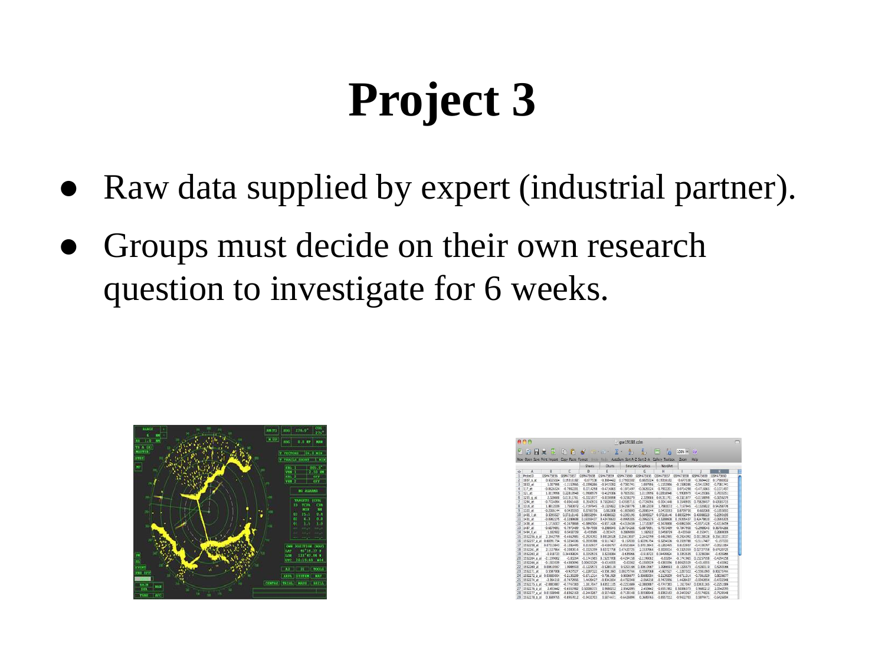# Project 3

- Raw data supplied by expert (industrial partner).
- Groups must decide on their own research question to investigate for 6 weeks.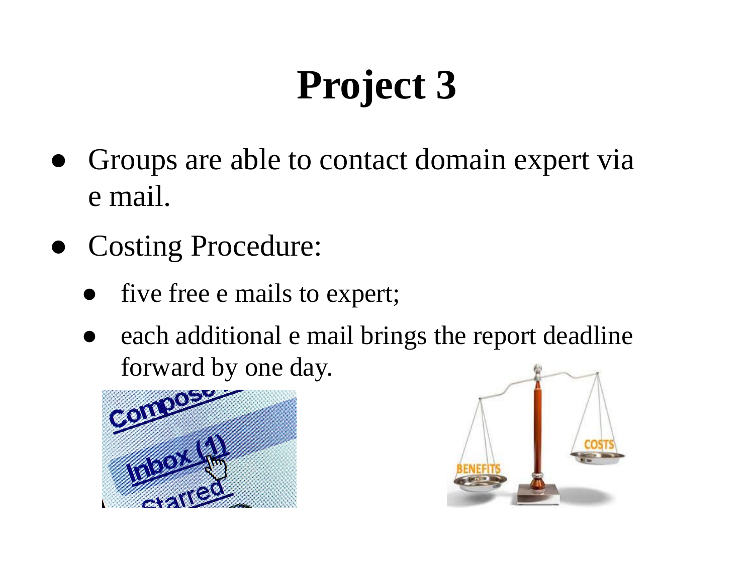# Project 3

- Groups are able to contact domain expert via e mail.
- Costing Procedure:
  - five free e mails to expert;
  - each additional e mail brings the report deadline forward by one day.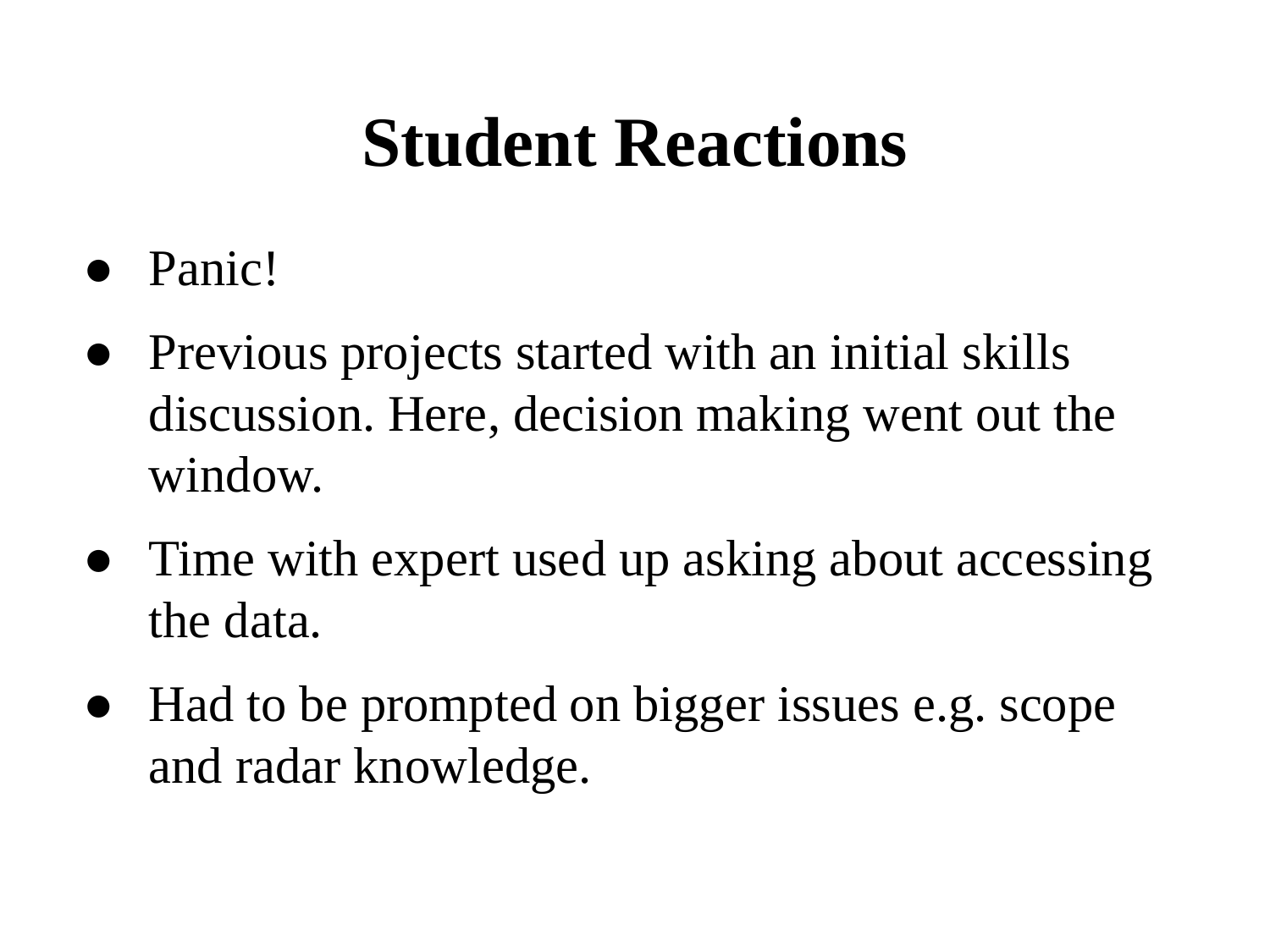# Student Reactions

- Panic!
- Previous projects started with an initial skills discussion. Here, decision making went out the window.
- Time with expert used up asking about accessing the data.
- Had to be prompted on bigger issues e.g. scope and radar knowledge.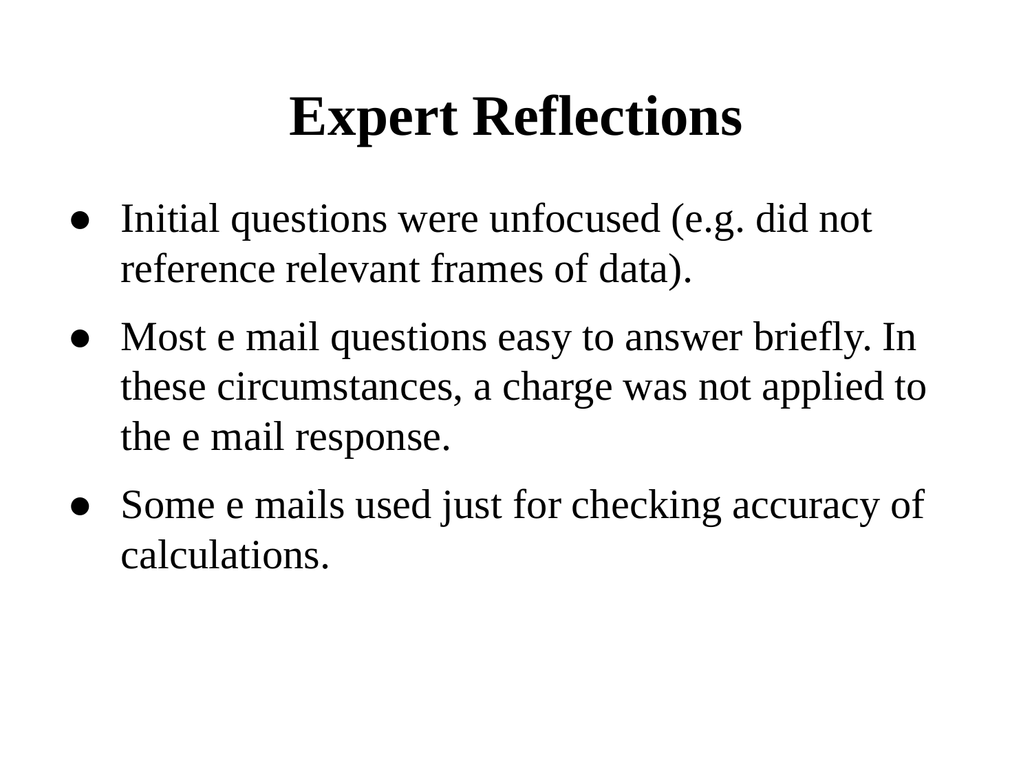# Expert Reflections

- Initial questions were unfocused (e.g. did not reference relevant frames of data).
- Most e mail questions easy to answer briefly. In these circumstances, a charge was not applied to the e mail response.
- Some e mails used just for checking accuracy of calculations.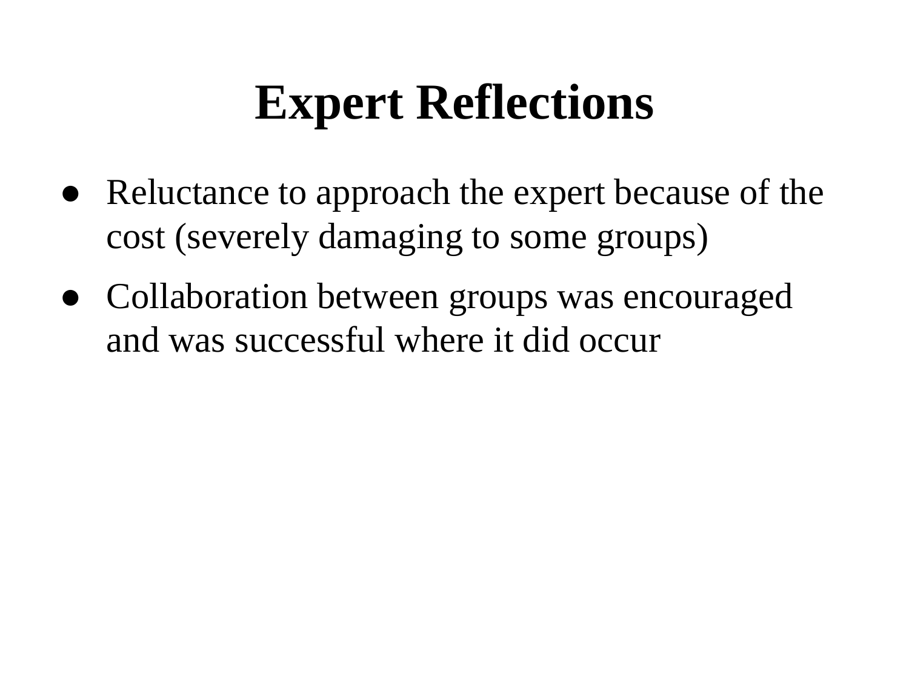# Expert Reflections

- Reluctance to approach the expert because of the cost (severely damaging to some groups)
- Collaboration between groups was encouraged and was successful where it did occur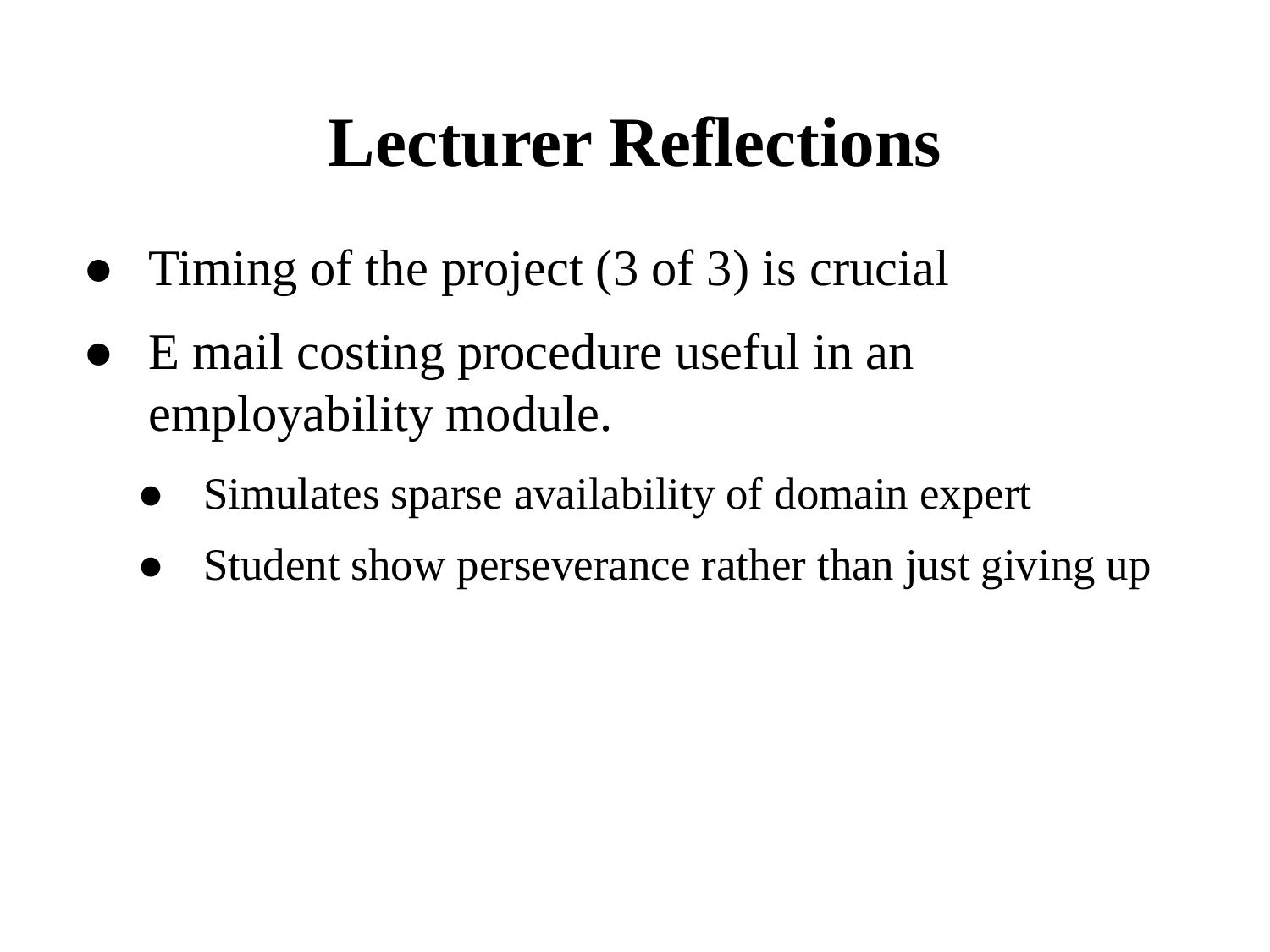# Lecturer Reflections

- Timing of the project (3 of 3) is crucial
- E mail costing procedure useful in an employability module.
  - Simulates sparse availability of domain expert
  - Student show perseverance rather than just giving up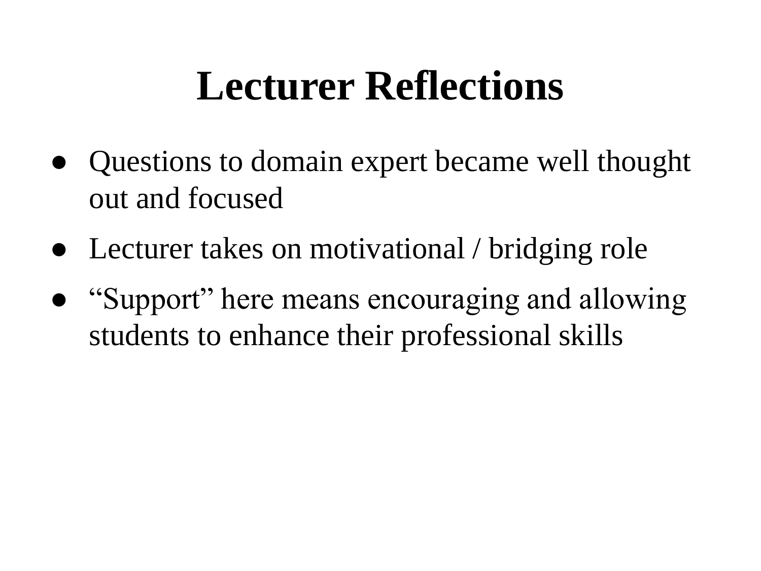# Lecturer Reflections

- Questions to domain expert became well thought out and focused
- Lecturer takes on motivational / bridging role
- “Support” here means encouraging and allowing students to enhance their professional skills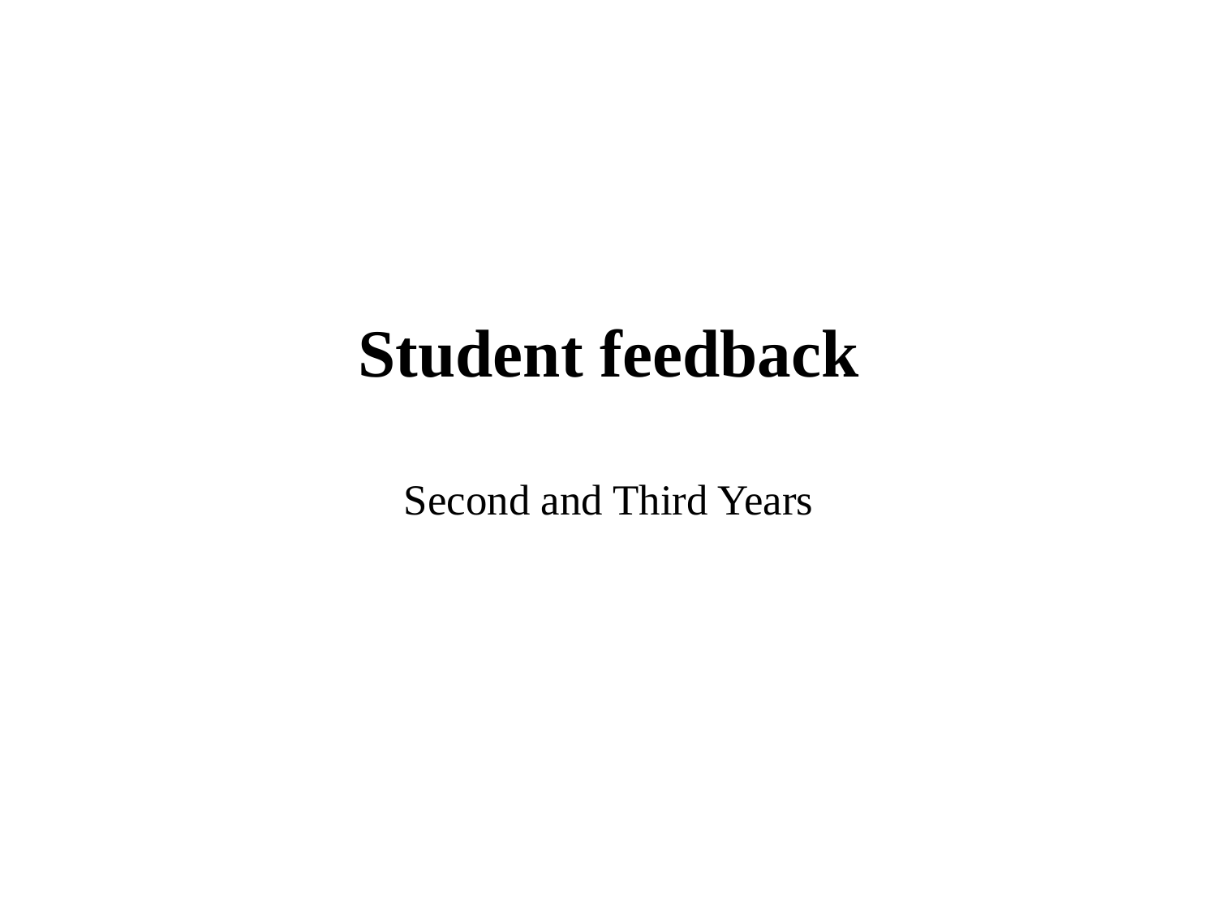# Student feedback

Second and Third Years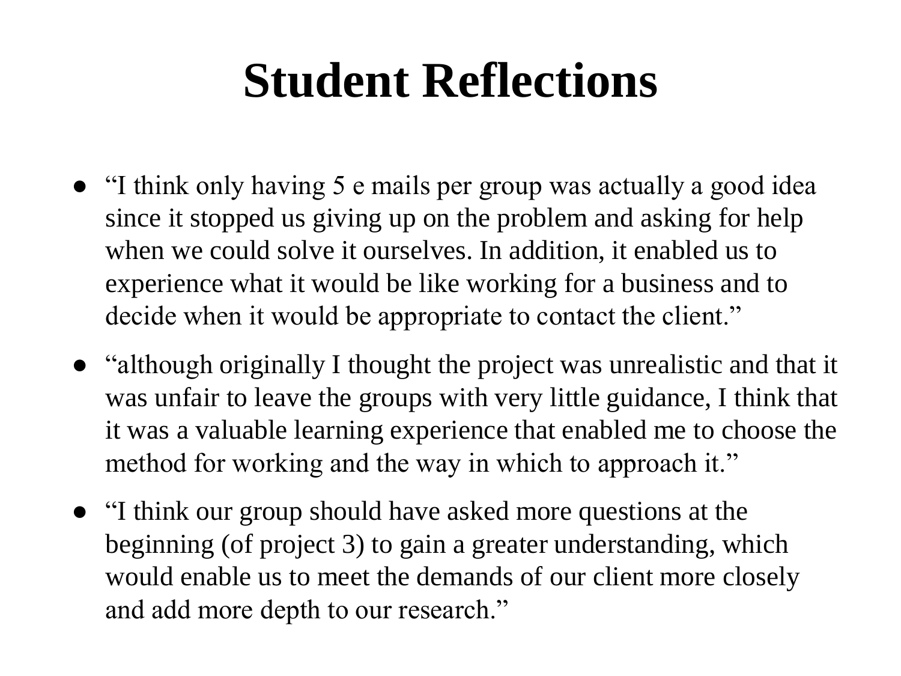# Student Reflections

- "I think only having 5 e mails per group was actually a good idea since it stopped us giving up on the problem and asking for help when we could solve it ourselves. In addition, it enabled us to experience what it would be like working for a business and to decide when it would be appropriate to contact the client."
- "although originally I thought the project was unrealistic and that it was unfair to leave the groups with very little guidance, I think that it was a valuable learning experience that enabled me to choose the method for working and the way in which to approach it."
- "I think our group should have asked more questions at the beginning (of project 3) to gain a greater understanding, which would enable us to meet the demands of our client more closely and add more depth to our research."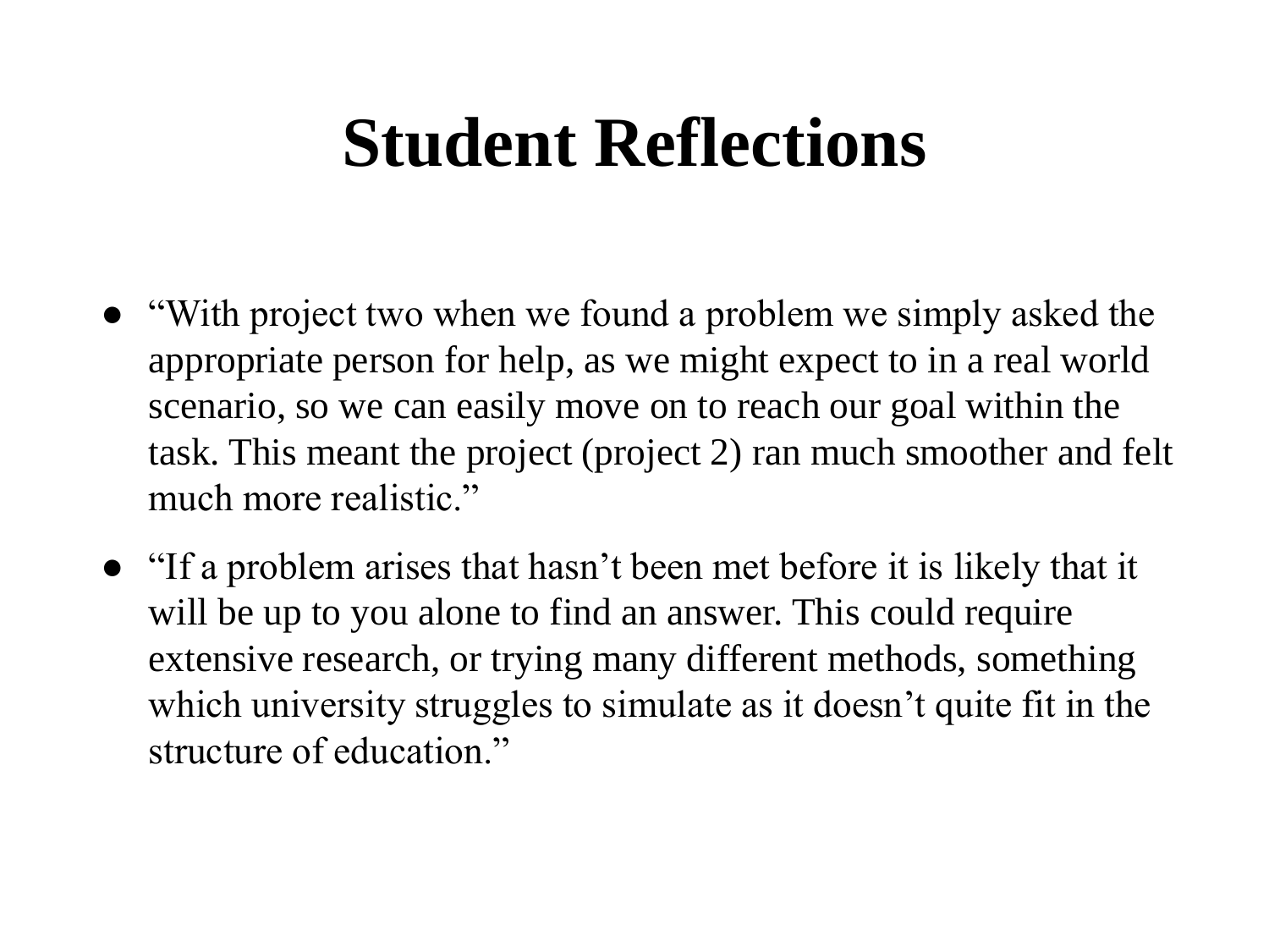# Student Reflections

- “With project two when we found a problem we simply asked the appropriate person for help, as we might expect to in a real world scenario, so we can easily move on to reach our goal within the task. This meant the project (project 2) ran much smoother and felt much more realistic.”
- “If a problem arises that hasn’t been met before it is likely that it will be up to you alone to find an answer. This could require extensive research, or trying many different methods, something which university struggles to simulate as it doesn’t quite fit in the structure of education.”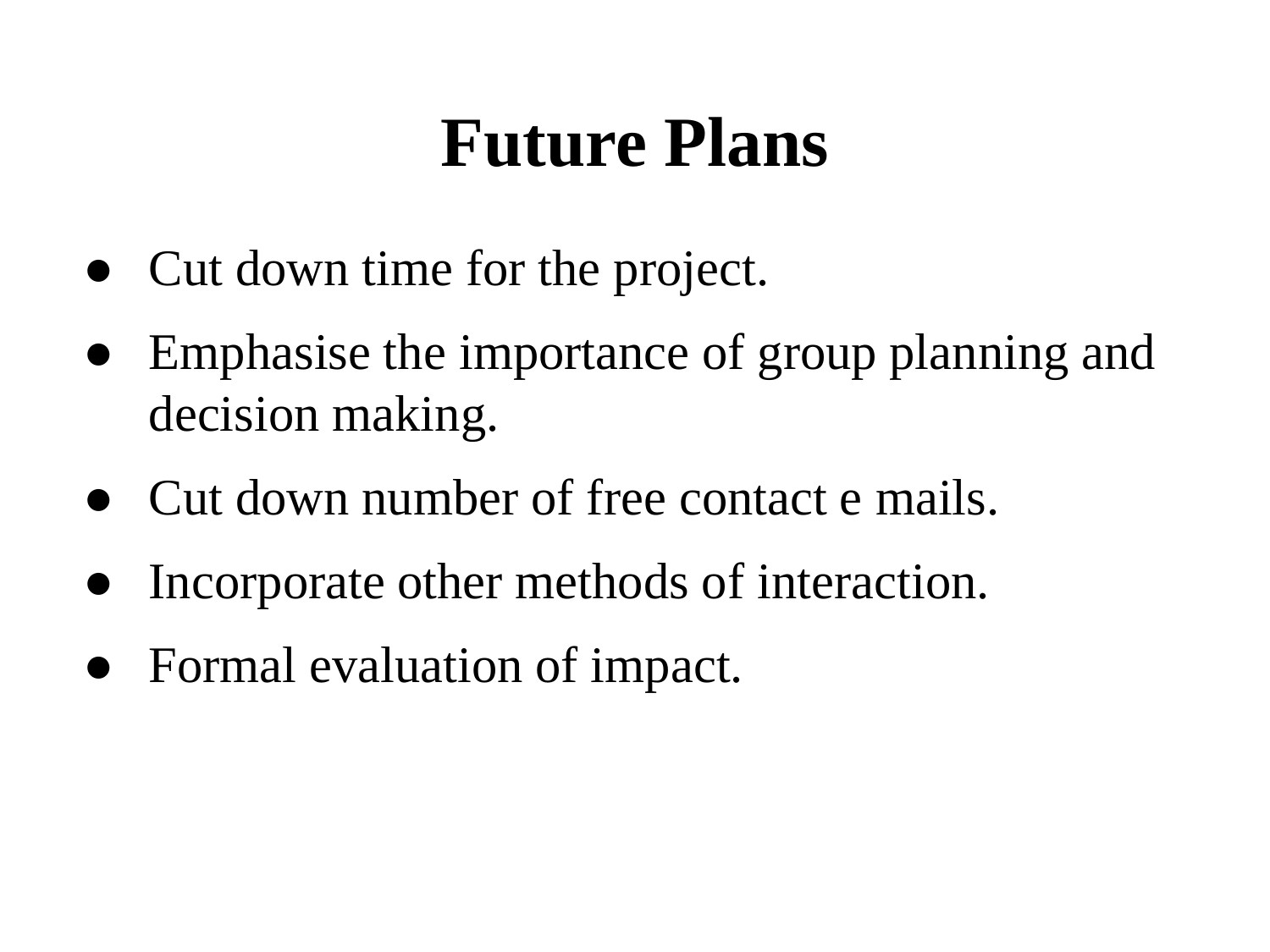# Future Plans

- Cut down time for the project.
- Emphasise the importance of group planning and decision making.
- Cut down number of free contact e mails.
- Incorporate other methods of interaction.
- Formal evaluation of impact.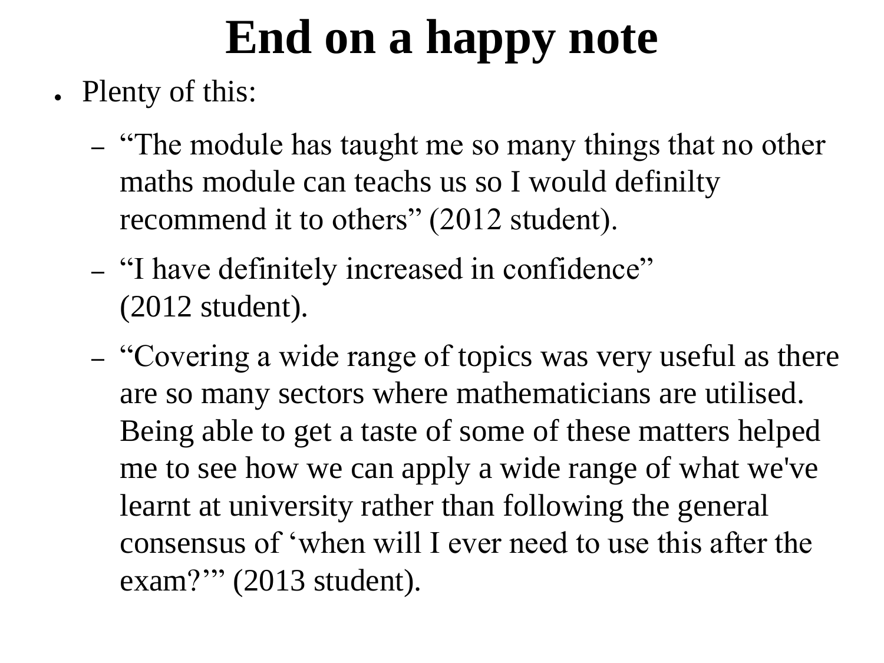# End on a happy note

- Plenty of this:
  - “The module has taught me so many things that no other maths module can teachs us so I would definilty recommend it to others” (2012 student).
  - “I have definitely increased in confidence” (2012 student).
  - “Covering a wide range of topics was very useful as there are so many sectors where mathematicians are utilised. Being able to get a taste of some of these matters helped me to see how we can apply a wide range of what we've learnt at university rather than following the general consensus of ‘when will I ever need to use this after the exam?’” (2013 student).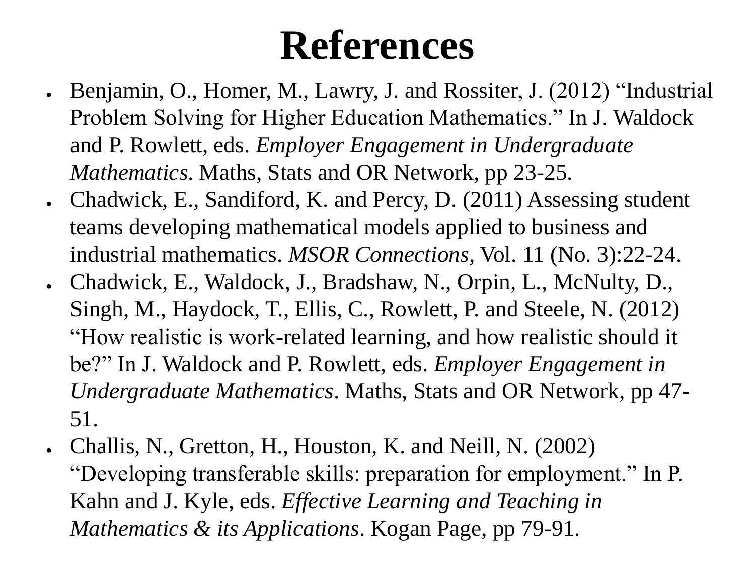# References

- Benjamin, O., Homer, M., Lawry, J. and Rossiter, J. (2012) “Industrial Problem Solving for Higher Education Mathematics.” In J. Waldock and P. Rowlett, eds. *Employer Engagement in Undergraduate Mathematics*. Maths, Stats and OR Network, pp 23-25.
- Chadwick, E., Sandiford, K. and Percy, D. (2011) Assessing student teams developing mathematical models applied to business and industrial mathematics. *MSOR Connections*, Vol. 11 (No. 3):22-24.
- Chadwick, E., Waldock, J., Bradshaw, N., Orpin, L., McNulty, D., Singh, M., Haydock, T., Ellis, C., Rowlett, P. and Steele, N. (2012) “How realistic is work-related learning, and how realistic should it be?” In J. Waldock and P. Rowlett, eds. *Employer Engagement in Undergraduate Mathematics*. Maths, Stats and OR Network, pp 47-51.
- Challis, N., Gretton, H., Houston, K. and Neill, N. (2002) “Developing transferable skills: preparation for employment.” In P. Kahn and J. Kyle, eds. *Effective Learning and Teaching in Mathematics & its Applications*. Kogan Page, pp 79-91.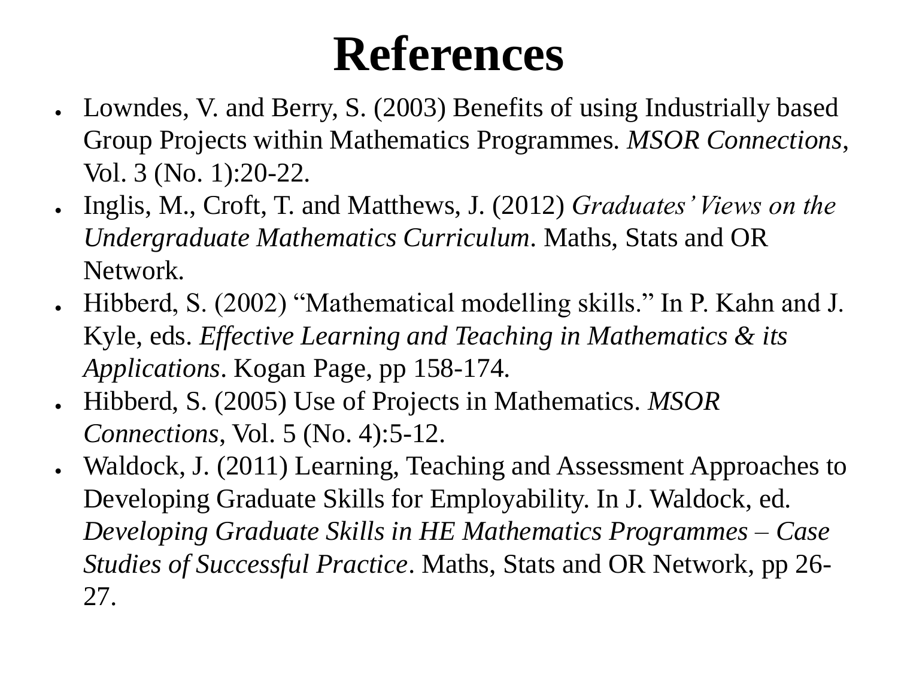# References

- Lowndes, V. and Berry, S. (2003) Benefits of using Industrially based Group Projects within Mathematics Programmes. *MSOR Connections*, Vol. 3 (No. 1):20-22.
- Inglis, M., Croft, T. and Matthews, J. (2012) *Graduates' Views on the Undergraduate Mathematics Curriculum*. Maths, Stats and OR Network.
- Hibberd, S. (2002) "Mathematical modelling skills." In P. Kahn and J. Kyle, eds. *Effective Learning and Teaching in Mathematics & its Applications*. Kogan Page, pp 158-174.
- Hibberd, S. (2005) Use of Projects in Mathematics. *MSOR Connections*, Vol. 5 (No. 4):5-12.
- Waldock, J. (2011) Learning, Teaching and Assessment Approaches to Developing Graduate Skills for Employability. In J. Waldock, ed. *Developing Graduate Skills in HE Mathematics Programmes – Case Studies of Successful Practice*. Maths, Stats and OR Network, pp 26-27.